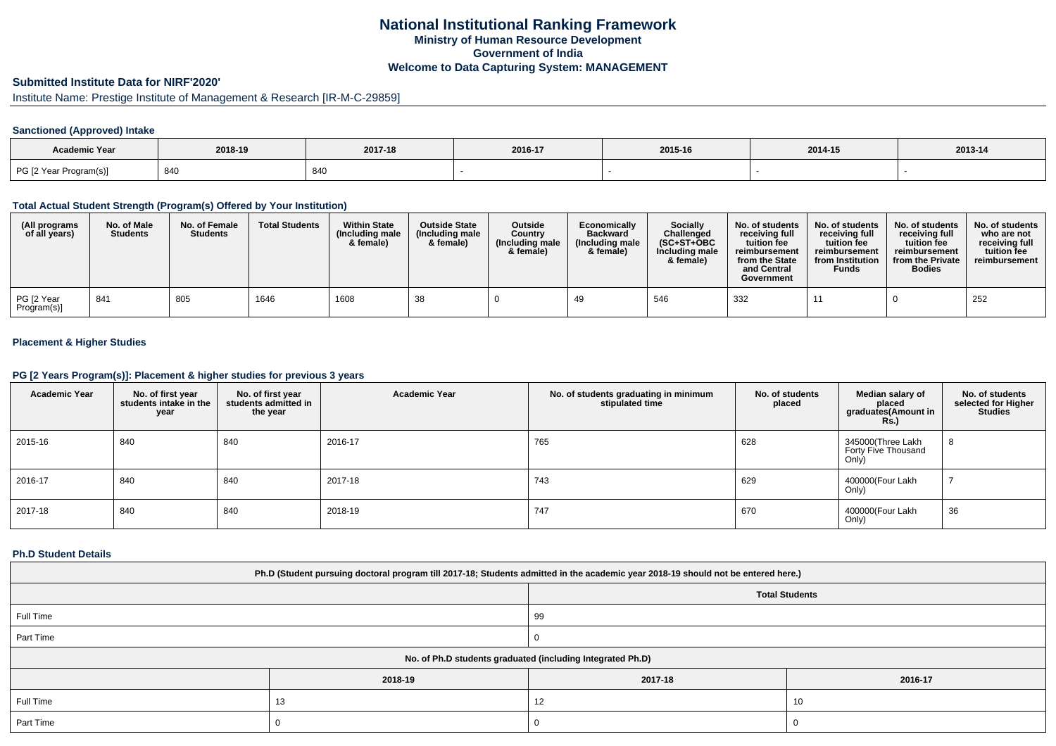# National Institutional Ranking Framework

## Ministry of Human Resource Development

## Government of India

## Welcome to Data Capturing System: MANAGEMENT

### Submitted Institute Data for NIRF'2020'

Institute Name: Prestige Institute of Management & Research [IR-M-C-29859]

#### Sanctioned (Approved) Intake

| Academic Year | 2018-19 | 2017-18 | 2016-17 | 2015-16 | 2014-15 | 2013-14 |
|---|---|---|---|---|---|---|
| PG [2 Year Program(s)] | 840 | 840 | - | - | - | - |

#### Total Actual Student Strength (Program(s) Offered by Your Institution)

| (All programs of all years) | No. of Male Students | No. of Female Students | Total Students | Within State (Including male & female) | Outside State (Including male & female) | Outside Country (Including male & female) | Economically Backward (Including male & female) | Socially Challenged (SC+ST+OBC Including male & female) | No. of students receiving full tuition fee reimbursement from the State and Central Government | No. of students receiving full tuition fee reimbursement from Institution Funds | No. of students receiving full tuition fee reimbursement from the Private Bodies | No. of students who are not receiving full tuition fee reimbursement |
|---|---|---|---|---|---|---|---|---|---|---|---|---|
| PG [2 Year Program(s)] | 841 | 805 | 1646 | 1608 | 38 | 0 | 49 | 546 | 332 | 11 | 0 | 252 |

#### Placement & Higher Studies

#### PG [2 Years Program(s)]: Placement & higher studies for previous 3 years

| Academic Year | No. of first year students intake in the year | No. of first year students admitted in the year | Academic Year | No. of students graduating in minimum stipulated time | No. of students placed | Median salary of placed graduates(Amount in Rs.) | No. of students selected for Higher Studies |
|---|---|---|---|---|---|---|---|
| 2015-16 | 840 | 840 | 2016-17 | 765 | 628 | 345000(Three Lakh Forty Five Thousand Only) | 8 |
| 2016-17 | 840 | 840 | 2017-18 | 743 | 629 | 400000(Four Lakh Only) | 7 |
| 2017-18 | 840 | 840 | 2018-19 | 747 | 670 | 400000(Four Lakh Only) | 36 |

#### Ph.D Student Details

| Ph.D (Student pursuing doctoral program till 2017-18; Students admitted in the academic year 2018-19 should not be entered here.) | |
|---|---|
| | Total Students |
| Full Time | 99 |
| Part Time | 0 |

| No. of Ph.D students graduated (including Integrated Ph.D) | | | |
|---|---|---|---|
| | 2018-19 | 2017-18 | 2016-17 |
| Full Time | 13 | 12 | 10 |
| Part Time | 0 | 0 | 0 |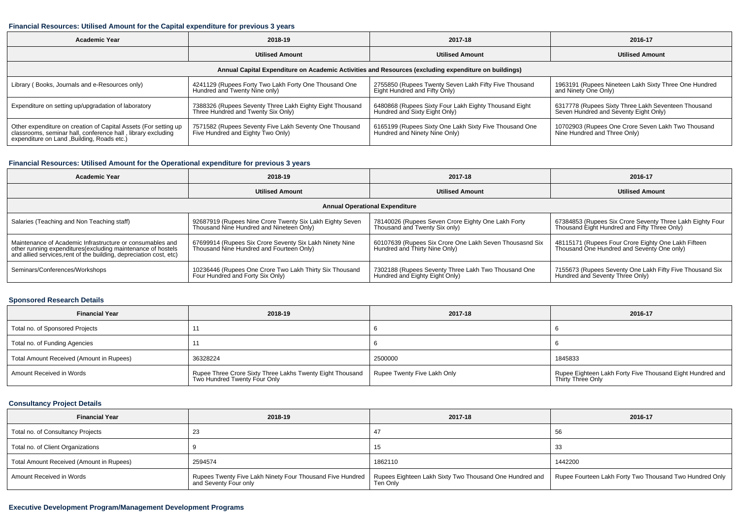### Financial Resources: Utilised Amount for the Capital expenditure for previous 3 years

| Academic Year | 2018-19 | 2017-18 | 2016-17 |
|---|---|---|---|
| | Utilised Amount | Utilised Amount | Utilised Amount |
| Annual Capital Expenditure on Academic Activities and Resources (excluding expenditure on buildings) | | | |
| Library ( Books, Journals and e-Resources only) | 4241129 (Rupees Forty Two Lakh Forty One Thousand One Hundred and Twenty Nine only) | 2755850 (Rupees Twenty Seven Lakh Fifty Five Thousand Eight Hundred and Fifty Only) | 1963191 (Rupees Nineteen Lakh Sixty Three One Hundred and Ninety One Only) |
| Expenditure on setting up/upgradation of laboratory | 7388326 (Rupees Seventy Three Lakh Eighty Eight Thousand Three Hundred and Twenty Six Only) | 6480868 (Rupees Sixty Four Lakh Eighty Thousand Eight Hundred and Sixty Eight Only) | 6317778 (Rupees Sixty Three Lakh Seventeen Thousand Seven Hundred and Seventy Eight Only) |
| Other expenditure on creation of Capital Assets (For setting up classrooms, seminar hall, conference hall , library excluding expenditure on Land ,Building, Roads etc.) | 7571582 (Rupees Seventy Five Lakh Seventy One Thousand Five Hundred and Eighty Two Only) | 6165199 (Rupees Sixty One Lakh Sixty Five Thousand One Hundred and Ninety Nine Only) | 10702903 (Rupees One Crore Seven Lakh Two Thousand Nine Hundred and Three Only) |

### Financial Resources: Utilised Amount for the Operational expenditure for previous 3 years

| Academic Year | 2018-19 | 2017-18 | 2016-17 |
|---|---|---|---|
| | Utilised Amount | Utilised Amount | Utilised Amount |
| Annual Operational Expenditure | | | |
| Salaries (Teaching and Non Teaching staff) | 92687919 (Rupees Nine Crore Twenty Six Lakh Eighty Seven Thousand Nine Hundred and Nineteen Only) | 78140026 (Rupees Seven Crore Eighty One Lakh Forty Thousand and Twenty Six only) | 67384853 (Rupees Six Crore Seventy Three Lakh Eighty Four Thousand Eight Hundred and Fifty Three Only) |
| Maintenance of Academic Infrastructure or consumables and other running expenditures(excluding maintenance of hostels and allied services,rent of the building, depreciation cost, etc) | 67699914 (Rupees Six Crore Seventy Six Lakh Ninety Nine Thousand Nine Hundred and Fourteen Only) | 60107639 (Rupees Six Crore One Lakh Seven Thousasnd Six Hundred and Thirty Nine Only) | 48115171 (Rupees Four Crore Eighty One Lakh Fifteen Thousand One Hundred and Seventy One only) |
| Seminars/Conferences/Workshops | 10236446 (Rupees One Crore Two Lakh Thirty Six Thousand Four Hundred and Forty Six Only) | 7302188 (Rupees Seventy Three Lakh Two Thousand One Hundred and Eighty Eight Only) | 7155673 (Rupees Seventy One Lakh Fifty Five Thousand Six Hundred and Seventy Three Only) |

### Sponsored Research Details

| Financial Year | 2018-19 | 2017-18 | 2016-17 |
|---|---|---|---|
| Total no. of Sponsored Projects | 11 | 6 | 6 |
| Total no. of Funding Agencies | 11 | 6 | 6 |
| Total Amount Received (Amount in Rupees) | 36328224 | 2500000 | 1845833 |
| Amount Received in Words | Rupee Three Crore Sixty Three Lakhs Twenty Eight Thousand Two Hundred Twenty Four Only | Rupee Twenty Five Lakh Only | Rupee Eighteen Lakh Forty Five Thousand Eight Hundred and Thirty Three Only |

### Consultancy Project Details

| Financial Year | 2018-19 | 2017-18 | 2016-17 |
|---|---|---|---|
| Total no. of Consultancy Projects | 23 | 47 | 56 |
| Total no. of Client Organizations | 9 | 15 | 33 |
| Total Amount Received (Amount in Rupees) | 2594574 | 1862110 | 1442200 |
| Amount Received in Words | Rupees Twenty Five Lakh Ninety Four Thousand Five Hundred and Seventy Four only | Rupees Eighteen Lakh Sixty Two Thousand One Hundred and Ten Only | Rupee Fourteen Lakh Forty Two Thousand Two Hundred Only |

### Executive Development Program/Management Development Programs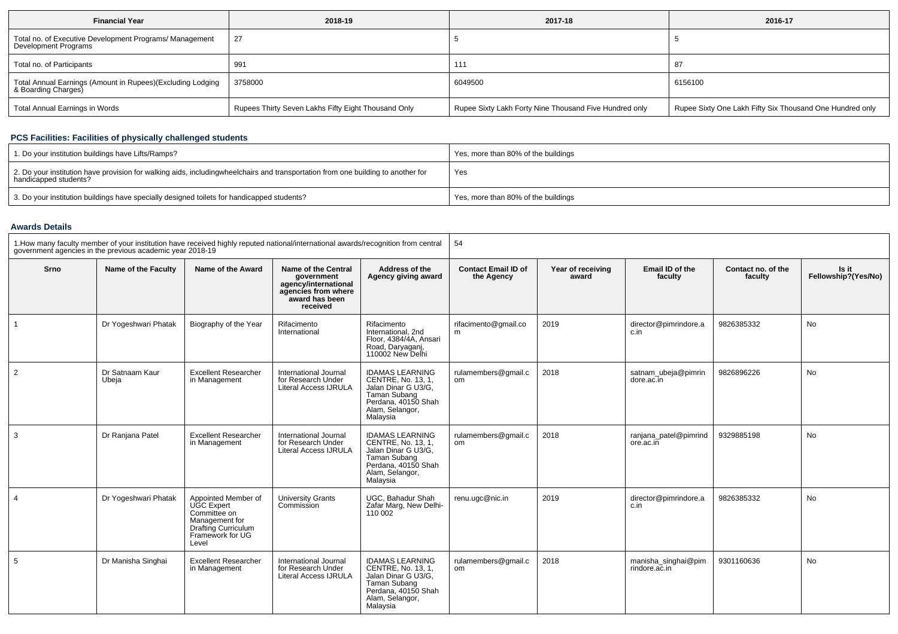| Financial Year | 2018-19 | 2017-18 | 2016-17 |
| --- | --- | --- | --- |
| Total no. of Executive Development Programs/ Management Development Programs | 27 | 5 | 5 |
| Total no. of Participants | 991 | 111 | 87 |
| Total Annual Earnings (Amount in Rupees)(Excluding Lodging & Boarding Charges) | 3758000 | 6049500 | 6156100 |
| Total Annual Earnings in Words | Rupees Thirty Seven Lakhs Fifty Eight Thousand Only | Rupee Sixty Lakh Forty Nine Thousand Five Hundred only | Rupee Sixty One Lakh Fifty Six Thousand One Hundred only |

## PCS Facilities: Facilities of physically challenged students

| | |
| --- | --- |
| 1. Do your institution buildings have Lifts/Ramps? | Yes, more than 80% of the buildings |
| 2. Do your institution have provision for walking aids, includingwheelchairs and transportation from one building to another for handicapped students? | Yes |
| 3. Do your institution buildings have specially designed toilets for handicapped students? | Yes, more than 80% of the buildings |

## Awards Details

1.How many faculty member of your institution have received highly reputed national/international awards/recognition from central government agencies in the previous academic year 2018-19: 54

| Srno | Name of the Faculty | Name of the Award | Name of the Central government agency/international agencies from where award has been received | Address of the Agency giving award | Contact Email ID of the Agency | Year of receiving award | Email ID of the faculty | Contact no. of the faculty | Is it Fellowship?(Yes/No) |
| --- | --- | --- | --- | --- | --- | --- | --- | --- | --- |
| 1 | Dr Yogeshwari Phatak | Biography of the Year | Rifacimento International | Rifacimento International, 2nd Floor, 4384/4A, Ansari Road, Daryaganj, 110002 New Delhi | rifacimento@gmail.com | 2019 | director@pimrindore.ac.in | 9826385332 | No |
| 2 | Dr Satnaam Kaur Ubeja | Excellent Researcher in Management | International Journal for Research Under Literal Access IJRULA | IDAMAS LEARNING CENTRE, No. 13, 1, Jalan Dinar G U3/G, Taman Subang Perdana, 40150 Shah Alam, Selangor, Malaysia | rulamembers@gmail.com | 2018 | satnam_ubeja@pimrindore.ac.in | 9826896226 | No |
| 3 | Dr Ranjana Patel | Excellent Researcher in Management | International Journal for Research Under Literal Access IJRULA | IDAMAS LEARNING CENTRE, No. 13, 1, Jalan Dinar G U3/G, Taman Subang Perdana, 40150 Shah Alam, Selangor, Malaysia | rulamembers@gmail.com | 2018 | ranjana_patel@pimrindore.ac.in | 9329885198 | No |
| 4 | Dr Yogeshwari Phatak | Appointed Member of UGC Expert Committee on Management for Drafting Curriculum Framework for UG Level | University Grants Commission | UGC, Bahadur Shah Zafar Marg, New Delhi-110 002 | renu.ugc@nic.in | 2019 | director@pimrindore.ac.in | 9826385332 | No |
| 5 | Dr Manisha Singhai | Excellent Researcher in Management | International Journal for Research Under Literal Access IJRULA | IDAMAS LEARNING CENTRE, No. 13, 1, Jalan Dinar G U3/G, Taman Subang Perdana, 40150 Shah Alam, Selangor, Malaysia | rulamembers@gmail.com | 2018 | manisha_singhai@pimrindore.ac.in | 9301160636 | No |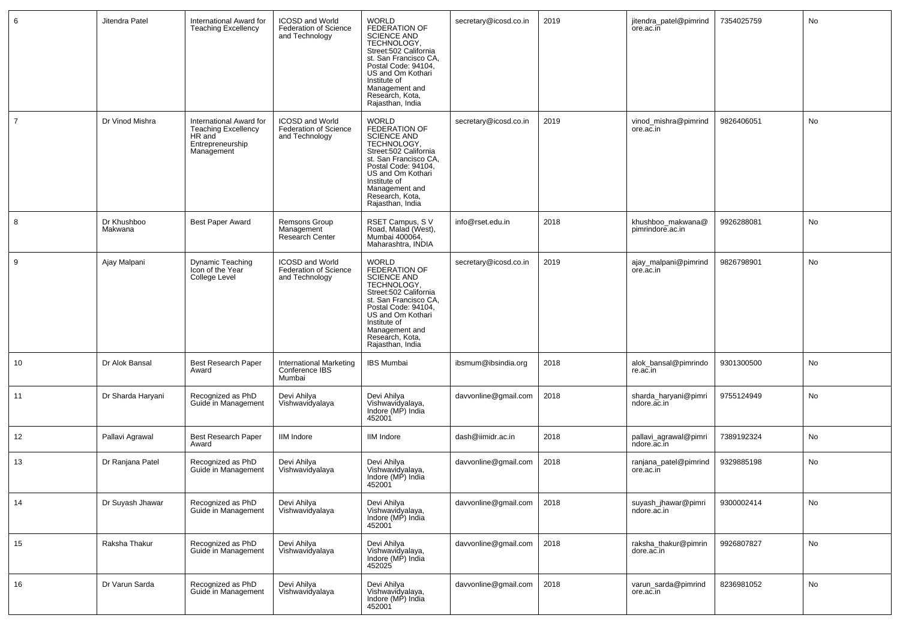| 6 | Jitendra Patel | International Award for Teaching Excellency | ICOSD and World Federation of Science and Technology | WORLD FEDERATION OF SCIENCE AND TECHNOLOGY, Street:502 California st. San Francisco CA, Postal Code: 94104, US and Om Kothari Institute of Management and Research, Kota, Rajasthan, India | secretary@icosd.co.in | 2019 | jitendra_patel@pimrindore.ac.in | 7354025759 | No |
|---|---|---|---|---|---|---|---|---|---|
| 7 | Dr Vinod Mishra | International Award for Teaching Excellency HR and Entrepreneurship Management | ICOSD and World Federation of Science and Technology | WORLD FEDERATION OF SCIENCE AND TECHNOLOGY, Street:502 California st. San Francisco CA, Postal Code: 94104, US and Om Kothari Institute of Management and Research, Kota, Rajasthan, India | secretary@icosd.co.in | 2019 | vinod_mishra@pimrindore.ac.in | 9826406051 | No |
| 8 | Dr Khushboo Makwana | Best Paper Award | Remsons Group Management Research Center | RSET Campus, S V Road, Malad (West), Mumbai 400064, Maharashtra, INDIA | info@rset.edu.in | 2018 | khushboo_makwana@pimrindore.ac.in | 9926288081 | No |
| 9 | Ajay Malpani | Dynamic Teaching Icon of the Year College Level | ICOSD and World Federation of Science and Technology | WORLD FEDERATION OF SCIENCE AND TECHNOLOGY, Street:502 California st. San Francisco CA, Postal Code: 94104, US and Om Kothari Institute of Management and Research, Kota, Rajasthan, India | secretary@icosd.co.in | 2019 | ajay_malpani@pimrindore.ac.in | 9826798901 | No |
| 10 | Dr Alok Bansal | Best Research Paper Award | International Marketing Conference IBS Mumbai | IBS Mumbai | ibsmum@ibsindia.org | 2018 | alok_bansal@pimrindore.ac.in | 9301300500 | No |
| 11 | Dr Sharda Haryani | Recognized as PhD Guide in Management | Devi Ahilya Vishwavidyalaya | Devi Ahilya Vishwavidyalaya, Indore (MP) India 452001 | davvonline@gmail.com | 2018 | sharda_haryani@pimrindore.ac.in | 9755124949 | No |
| 12 | Pallavi Agrawal | Best Research Paper Award | IIM Indore | IIM Indore | dash@iimidr.ac.in | 2018 | pallavi_agrawal@pimrindore.ac.in | 7389192324 | No |
| 13 | Dr Ranjana Patel | Recognized as PhD Guide in Management | Devi Ahilya Vishwavidyalaya | Devi Ahilya Vishwavidyalaya, Indore (MP) India 452001 | davvonline@gmail.com | 2018 | ranjana_patel@pimrindore.ac.in | 9329885198 | No |
| 14 | Dr Suyash Jhawar | Recognized as PhD Guide in Management | Devi Ahilya Vishwavidyalaya | Devi Ahilya Vishwavidyalaya, Indore (MP) India 452001 | davvonline@gmail.com | 2018 | suyash_jhawar@pimrindore.ac.in | 9300002414 | No |
| 15 | Raksha Thakur | Recognized as PhD Guide in Management | Devi Ahilya Vishwavidyalaya | Devi Ahilya Vishwavidyalaya, Indore (MP) India 452025 | davvonline@gmail.com | 2018 | raksha_thakur@pimrindore.ac.in | 9926807827 | No |
| 16 | Dr Varun Sarda | Recognized as PhD Guide in Management | Devi Ahilya Vishwavidyalaya | Devi Ahilya Vishwavidyalaya, Indore (MP) India 452001 | davvonline@gmail.com | 2018 | varun_sarda@pimrindore.ac.in | 8236981052 | No |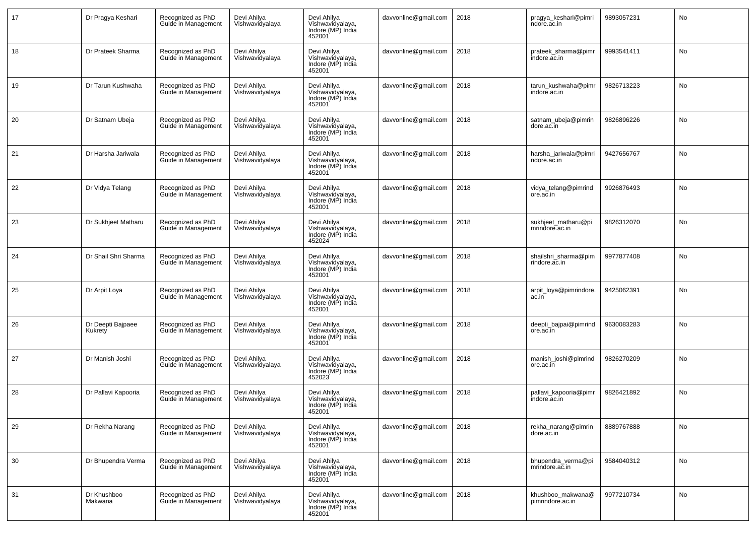| | | | | | | | | | |
|---|---|---|---|---|---|---|---|---|---|
| 17 | Dr Pragya Keshari | Recognized as PhD Guide in Management | Devi Ahilya Vishwavidyalaya | Devi Ahilya Vishwavidyalaya, Indore (MP) India 452001 | davvonline@gmail.com | 2018 | pragya_keshari@pimrindore.ac.in | 9893057231 | No |
| 18 | Dr Prateek Sharma | Recognized as PhD Guide in Management | Devi Ahilya Vishwavidyalaya | Devi Ahilya Vishwavidyalaya, Indore (MP) India 452001 | davvonline@gmail.com | 2018 | prateek_sharma@pimrindore.ac.in | 9993541411 | No |
| 19 | Dr Tarun Kushwaha | Recognized as PhD Guide in Management | Devi Ahilya Vishwavidyalaya | Devi Ahilya Vishwavidyalaya, Indore (MP) India 452001 | davvonline@gmail.com | 2018 | tarun_kushwaha@pimrindore.ac.in | 9826713223 | No |
| 20 | Dr Satnam Ubeja | Recognized as PhD Guide in Management | Devi Ahilya Vishwavidyalaya | Devi Ahilya Vishwavidyalaya, Indore (MP) India 452001 | davvonline@gmail.com | 2018 | satnam_ubeja@pimrindore.ac.in | 9826896226 | No |
| 21 | Dr Harsha Jariwala | Recognized as PhD Guide in Management | Devi Ahilya Vishwavidyalaya | Devi Ahilya Vishwavidyalaya, Indore (MP) India 452001 | davvonline@gmail.com | 2018 | harsha_jariwala@pimrindore.ac.in | 9427656767 | No |
| 22 | Dr Vidya Telang | Recognized as PhD Guide in Management | Devi Ahilya Vishwavidyalaya | Devi Ahilya Vishwavidyalaya, Indore (MP) India 452001 | davvonline@gmail.com | 2018 | vidya_telang@pimrindore.ac.in | 9926876493 | No |
| 23 | Dr Sukhjeet Matharu | Recognized as PhD Guide in Management | Devi Ahilya Vishwavidyalaya | Devi Ahilya Vishwavidyalaya, Indore (MP) India 452024 | davvonline@gmail.com | 2018 | sukhjeet_matharu@pimrindore.ac.in | 9826312070 | No |
| 24 | Dr Shail Shri Sharma | Recognized as PhD Guide in Management | Devi Ahilya Vishwavidyalaya | Devi Ahilya Vishwavidyalaya, Indore (MP) India 452001 | davvonline@gmail.com | 2018 | shailshri_sharma@pimrindore.ac.in | 9977877408 | No |
| 25 | Dr Arpit Loya | Recognized as PhD Guide in Management | Devi Ahilya Vishwavidyalaya | Devi Ahilya Vishwavidyalaya, Indore (MP) India 452001 | davvonline@gmail.com | 2018 | arpit_loya@pimrindore.ac.in | 9425062391 | No |
| 26 | Dr Deepti Bajpaee Kukrety | Recognized as PhD Guide in Management | Devi Ahilya Vishwavidyalaya | Devi Ahilya Vishwavidyalaya, Indore (MP) India 452001 | davvonline@gmail.com | 2018 | deepti_bajpai@pimrindore.ac.in | 9630083283 | No |
| 27 | Dr Manish Joshi | Recognized as PhD Guide in Management | Devi Ahilya Vishwavidyalaya | Devi Ahilya Vishwavidyalaya, Indore (MP) India 452023 | davvonline@gmail.com | 2018 | manish_joshi@pimrindore.ac.in | 9826270209 | No |
| 28 | Dr Pallavi Kapooria | Recognized as PhD Guide in Management | Devi Ahilya Vishwavidyalaya | Devi Ahilya Vishwavidyalaya, Indore (MP) India 452001 | davvonline@gmail.com | 2018 | pallavi_kapooria@pimrindore.ac.in | 9826421892 | No |
| 29 | Dr Rekha Narang | Recognized as PhD Guide in Management | Devi Ahilya Vishwavidyalaya | Devi Ahilya Vishwavidyalaya, Indore (MP) India 452001 | davvonline@gmail.com | 2018 | rekha_narang@pimrindore.ac.in | 8889767888 | No |
| 30 | Dr Bhupendra Verma | Recognized as PhD Guide in Management | Devi Ahilya Vishwavidyalaya | Devi Ahilya Vishwavidyalaya, Indore (MP) India 452001 | davvonline@gmail.com | 2018 | bhupendra_verma@pimrindore.ac.in | 9584040312 | No |
| 31 | Dr Khushboo Makwana | Recognized as PhD Guide in Management | Devi Ahilya Vishwavidyalaya | Devi Ahilya Vishwavidyalaya, Indore (MP) India 452001 | davvonline@gmail.com | 2018 | khushboo_makwana@pimrindore.ac.in | 9977210734 | No |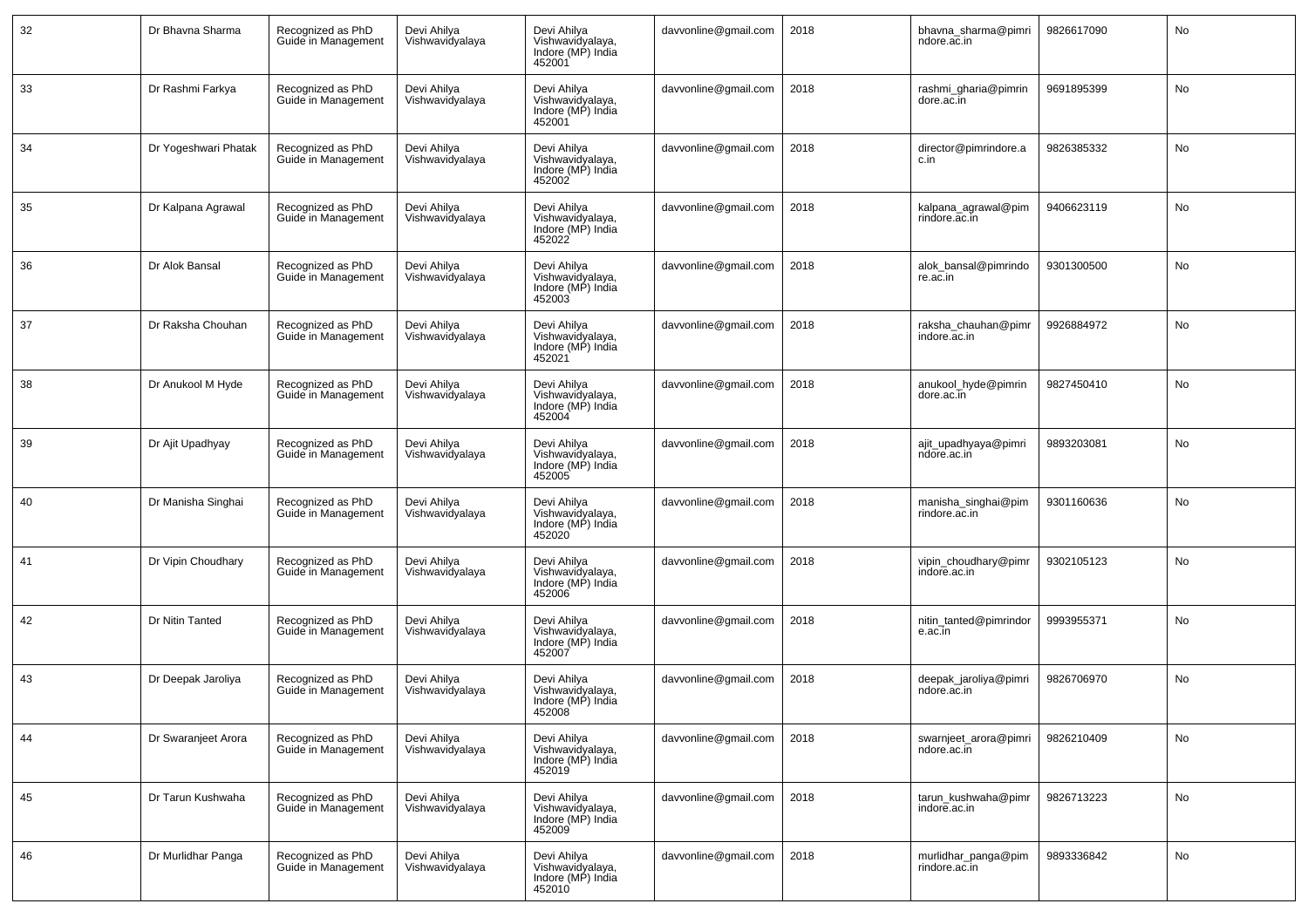| 32 | Dr Bhavna Sharma | Recognized as PhD Guide in Management | Devi Ahilya Vishwavidyalaya | Devi Ahilya Vishwavidyalaya, Indore (MP) India 452001 | davvonline@gmail.com | 2018 | bhavna_sharma@pimrindore.ac.in | 9826617090 | No |
|---|---|---|---|---|---|---|---|---|---|
| 33 | Dr Rashmi Farkya | Recognized as PhD Guide in Management | Devi Ahilya Vishwavidyalaya | Devi Ahilya Vishwavidyalaya, Indore (MP) India 452001 | davvonline@gmail.com | 2018 | rashmi_gharia@pimrindore.ac.in | 9691895399 | No |
| 34 | Dr Yogeshwari Phatak | Recognized as PhD Guide in Management | Devi Ahilya Vishwavidyalaya | Devi Ahilya Vishwavidyalaya, Indore (MP) India 452002 | davvonline@gmail.com | 2018 | director@pimrindore.ac.in | 9826385332 | No |
| 35 | Dr Kalpana Agrawal | Recognized as PhD Guide in Management | Devi Ahilya Vishwavidyalaya | Devi Ahilya Vishwavidyalaya, Indore (MP) India 452022 | davvonline@gmail.com | 2018 | kalpana_agrawal@pimrindore.ac.in | 9406623119 | No |
| 36 | Dr Alok Bansal | Recognized as PhD Guide in Management | Devi Ahilya Vishwavidyalaya | Devi Ahilya Vishwavidyalaya, Indore (MP) India 452003 | davvonline@gmail.com | 2018 | alok_bansal@pimrindore.ac.in | 9301300500 | No |
| 37 | Dr Raksha Chouhan | Recognized as PhD Guide in Management | Devi Ahilya Vishwavidyalaya | Devi Ahilya Vishwavidyalaya, Indore (MP) India 452021 | davvonline@gmail.com | 2018 | raksha_chauhan@pimrindore.ac.in | 9926884972 | No |
| 38 | Dr Anukool M Hyde | Recognized as PhD Guide in Management | Devi Ahilya Vishwavidyalaya | Devi Ahilya Vishwavidyalaya, Indore (MP) India 452004 | davvonline@gmail.com | 2018 | anukool_hyde@pimrindore.ac.in | 9827450410 | No |
| 39 | Dr Ajit Upadhyay | Recognized as PhD Guide in Management | Devi Ahilya Vishwavidyalaya | Devi Ahilya Vishwavidyalaya, Indore (MP) India 452005 | davvonline@gmail.com | 2018 | ajit_upadhyaya@pimrindore.ac.in | 9893203081 | No |
| 40 | Dr Manisha Singhai | Recognized as PhD Guide in Management | Devi Ahilya Vishwavidyalaya | Devi Ahilya Vishwavidyalaya, Indore (MP) India 452020 | davvonline@gmail.com | 2018 | manisha_singhai@pimrindore.ac.in | 9301160636 | No |
| 41 | Dr Vipin Choudhary | Recognized as PhD Guide in Management | Devi Ahilya Vishwavidyalaya | Devi Ahilya Vishwavidyalaya, Indore (MP) India 452006 | davvonline@gmail.com | 2018 | vipin_choudhary@pimrindore.ac.in | 9302105123 | No |
| 42 | Dr Nitin Tanted | Recognized as PhD Guide in Management | Devi Ahilya Vishwavidyalaya | Devi Ahilya Vishwavidyalaya, Indore (MP) India 452007 | davvonline@gmail.com | 2018 | nitin_tanted@pimrindore.ac.in | 9993955371 | No |
| 43 | Dr Deepak Jaroliya | Recognized as PhD Guide in Management | Devi Ahilya Vishwavidyalaya | Devi Ahilya Vishwavidyalaya, Indore (MP) India 452008 | davvonline@gmail.com | 2018 | deepak_jaroliya@pimrindore.ac.in | 9826706970 | No |
| 44 | Dr Swaranjeet Arora | Recognized as PhD Guide in Management | Devi Ahilya Vishwavidyalaya | Devi Ahilya Vishwavidyalaya, Indore (MP) India 452019 | davvonline@gmail.com | 2018 | swarnjeet_arora@pimrindore.ac.in | 9826210409 | No |
| 45 | Dr Tarun Kushwaha | Recognized as PhD Guide in Management | Devi Ahilya Vishwavidyalaya | Devi Ahilya Vishwavidyalaya, Indore (MP) India 452009 | davvonline@gmail.com | 2018 | tarun_kushwaha@pimrindore.ac.in | 9826713223 | No |
| 46 | Dr Murlidhar Panga | Recognized as PhD Guide in Management | Devi Ahilya Vishwavidyalaya | Devi Ahilya Vishwavidyalaya, Indore (MP) India 452010 | davvonline@gmail.com | 2018 | murlidhar_panga@pimrindore.ac.in | 9893336842 | No |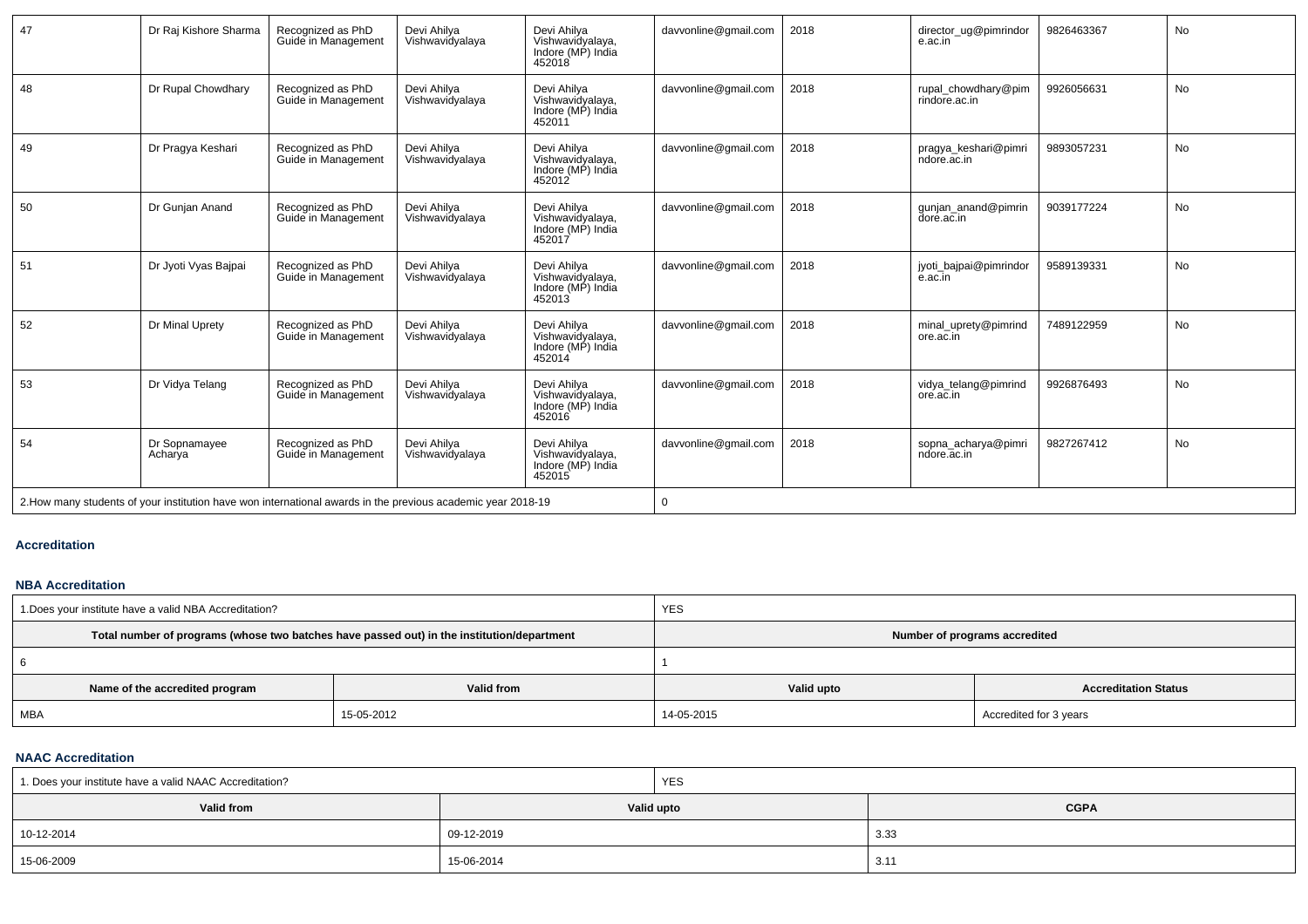| 47 | Dr Raj Kishore Sharma | Recognized as PhD Guide in Management | Devi Ahilya Vishwavidyalaya | Devi Ahilya Vishwavidyalaya, Indore (MP) India 452018 | davvonline@gmail.com | 2018 | director_ug@pimrindore.ac.in | 9826463367 | No |
|---|---|---|---|---|---|---|---|---|---|
| 48 | Dr Rupal Chowdhary | Recognized as PhD Guide in Management | Devi Ahilya Vishwavidyalaya | Devi Ahilya Vishwavidyalaya, Indore (MP) India 452011 | davvonline@gmail.com | 2018 | rupal_chowdhary@pimrindore.ac.in | 9926056631 | No |
| 49 | Dr Pragya Keshari | Recognized as PhD Guide in Management | Devi Ahilya Vishwavidyalaya | Devi Ahilya Vishwavidyalaya, Indore (MP) India 452012 | davvonline@gmail.com | 2018 | pragya_keshari@pimrindore.ac.in | 9893057231 | No |
| 50 | Dr Gunjan Anand | Recognized as PhD Guide in Management | Devi Ahilya Vishwavidyalaya | Devi Ahilya Vishwavidyalaya, Indore (MP) India 452017 | davvonline@gmail.com | 2018 | gunjan_anand@pimrindore.ac.in | 9039177224 | No |
| 51 | Dr Jyoti Vyas Bajpai | Recognized as PhD Guide in Management | Devi Ahilya Vishwavidyalaya | Devi Ahilya Vishwavidyalaya, Indore (MP) India 452013 | davvonline@gmail.com | 2018 | jyoti_bajpai@pimrindore.ac.in | 9589139331 | No |
| 52 | Dr Minal Uprety | Recognized as PhD Guide in Management | Devi Ahilya Vishwavidyalaya | Devi Ahilya Vishwavidyalaya, Indore (MP) India 452014 | davvonline@gmail.com | 2018 | minal_uprety@pimrindore.ac.in | 7489122959 | No |
| 53 | Dr Vidya Telang | Recognized as PhD Guide in Management | Devi Ahilya Vishwavidyalaya | Devi Ahilya Vishwavidyalaya, Indore (MP) India 452016 | davvonline@gmail.com | 2018 | vidya_telang@pimrindore.ac.in | 9926876493 | No |
| 54 | Dr Sopnamayee Acharya | Recognized as PhD Guide in Management | Devi Ahilya Vishwavidyalaya | Devi Ahilya Vishwavidyalaya, Indore (MP) India 452015 | davvonline@gmail.com | 2018 | sopna_acharya@pimrindore.ac.in | 9827267412 | No |

| 2.How many students of your institution have won international awards in the previous academic year 2018-19 | 0 |
|---|---|

## Accreditation

### NBA Accreditation

| 1.Does your institute have a valid NBA Accreditation? | | YES | |
|---|---|---|---|
| **Total number of programs (whose two batches have passed out) in the institution/department** | | **Number of programs accredited** | |
| 6 | | 1 | |
| **Name of the accredited program** | **Valid from** | **Valid upto** | **Accreditation Status** |
| MBA | 15-05-2012 | 14-05-2015 | Accredited for 3 years |

### NAAC Accreditation

| 1. Does your institute have a valid NAAC Accreditation? | YES | |
|---|---|---|
| **Valid from** | **Valid upto** | **CGPA** |
| 10-12-2014 | 09-12-2019 | 3.33 |
| 15-06-2009 | 15-06-2014 | 3.11 |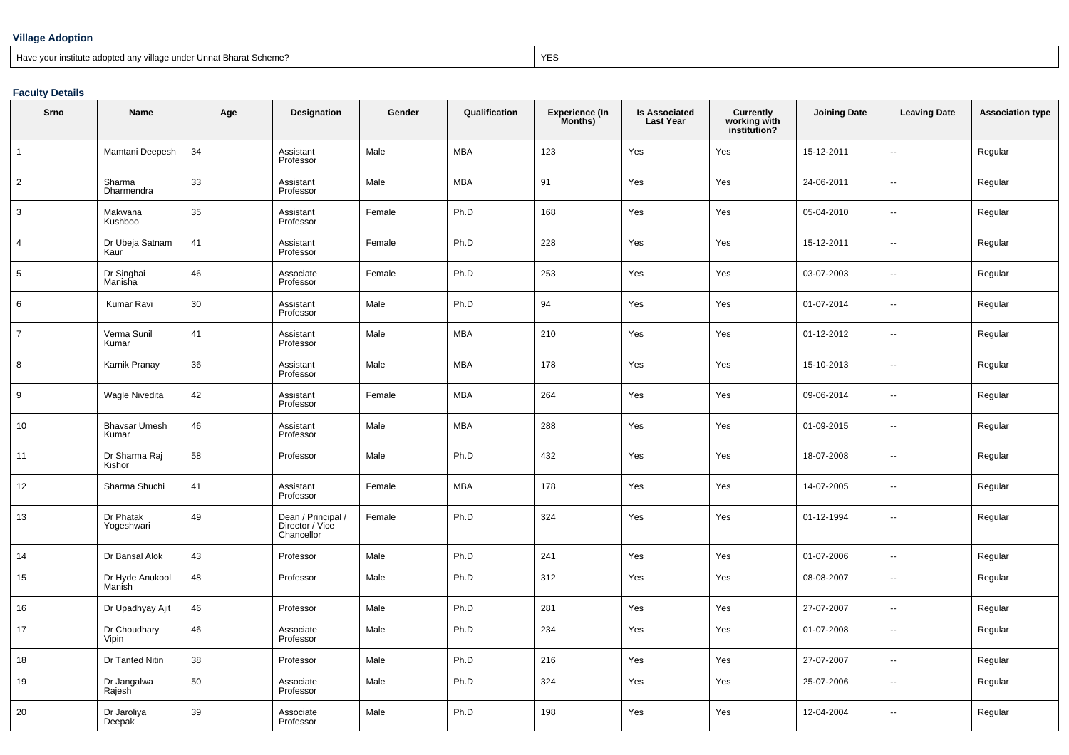### Village Adoption

| Have your institute adopted any village under Unnat Bharat Scheme? | YES |
|---|---|

### Faculty Details

| Srno | Name | Age | Designation | Gender | Qualification | Experience (In Months) | Is Associated Last Year | Currently working with institution? | Joining Date | Leaving Date | Association type |
|---|---|---|---|---|---|---|---|---|---|---|---|
| 1 | Mamtani Deepesh | 34 | Assistant Professor | Male | MBA | 123 | Yes | Yes | 15-12-2011 | -- | Regular |
| 2 | Sharma Dharmendra | 33 | Assistant Professor | Male | MBA | 91 | Yes | Yes | 24-06-2011 | -- | Regular |
| 3 | Makwana Kushboo | 35 | Assistant Professor | Female | Ph.D | 168 | Yes | Yes | 05-04-2010 | -- | Regular |
| 4 | Dr Ubeja Satnam Kaur | 41 | Assistant Professor | Female | Ph.D | 228 | Yes | Yes | 15-12-2011 | -- | Regular |
| 5 | Dr Singhai Manisha | 46 | Associate Professor | Female | Ph.D | 253 | Yes | Yes | 03-07-2003 | -- | Regular |
| 6 | Kumar Ravi | 30 | Assistant Professor | Male | Ph.D | 94 | Yes | Yes | 01-07-2014 | -- | Regular |
| 7 | Verma Sunil Kumar | 41 | Assistant Professor | Male | MBA | 210 | Yes | Yes | 01-12-2012 | -- | Regular |
| 8 | Karnik Pranay | 36 | Assistant Professor | Male | MBA | 178 | Yes | Yes | 15-10-2013 | -- | Regular |
| 9 | Wagle Nivedita | 42 | Assistant Professor | Female | MBA | 264 | Yes | Yes | 09-06-2014 | -- | Regular |
| 10 | Bhavsar Umesh Kumar | 46 | Assistant Professor | Male | MBA | 288 | Yes | Yes | 01-09-2015 | -- | Regular |
| 11 | Dr Sharma Raj Kishor | 58 | Professor | Male | Ph.D | 432 | Yes | Yes | 18-07-2008 | -- | Regular |
| 12 | Sharma Shuchi | 41 | Assistant Professor | Female | MBA | 178 | Yes | Yes | 14-07-2005 | -- | Regular |
| 13 | Dr Phatak Yogeshwari | 49 | Dean / Principal / Director / Vice Chancellor | Female | Ph.D | 324 | Yes | Yes | 01-12-1994 | -- | Regular |
| 14 | Dr Bansal Alok | 43 | Professor | Male | Ph.D | 241 | Yes | Yes | 01-07-2006 | -- | Regular |
| 15 | Dr Hyde Anukool Manish | 48 | Professor | Male | Ph.D | 312 | Yes | Yes | 08-08-2007 | -- | Regular |
| 16 | Dr Upadhyay Ajit | 46 | Professor | Male | Ph.D | 281 | Yes | Yes | 27-07-2007 | -- | Regular |
| 17 | Dr Choudhary Vipin | 46 | Associate Professor | Male | Ph.D | 234 | Yes | Yes | 01-07-2008 | -- | Regular |
| 18 | Dr Tanted Nitin | 38 | Professor | Male | Ph.D | 216 | Yes | Yes | 27-07-2007 | -- | Regular |
| 19 | Dr Jangalwa Rajesh | 50 | Associate Professor | Male | Ph.D | 324 | Yes | Yes | 25-07-2006 | -- | Regular |
| 20 | Dr Jaroliya Deepak | 39 | Associate Professor | Male | Ph.D | 198 | Yes | Yes | 12-04-2004 | -- | Regular |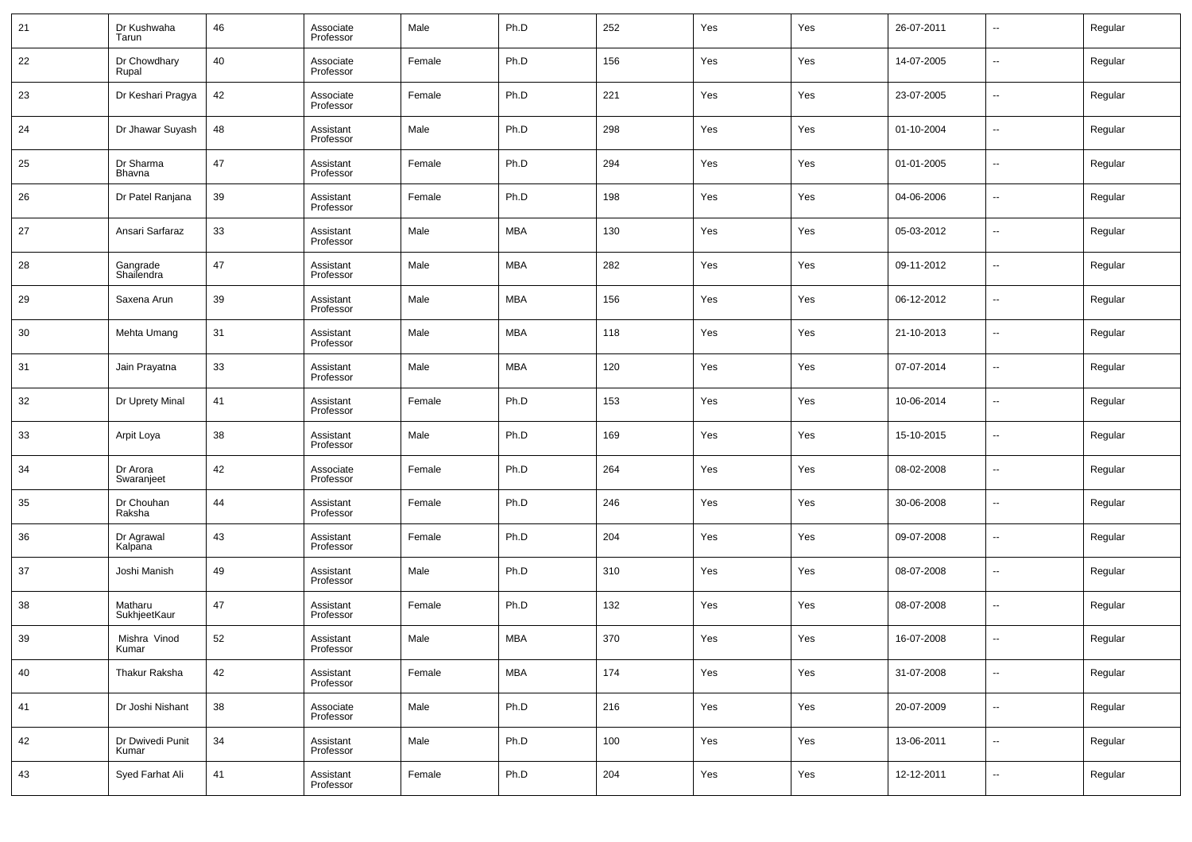| 21 | Dr Kushwaha Tarun | 46 | Associate Professor | Male | Ph.D | 252 | Yes | Yes | 26-07-2011 | -- | Regular |
|---|---|---|---|---|---|---|---|---|---|---|---|
| 22 | Dr Chowdhary Rupal | 40 | Associate Professor | Female | Ph.D | 156 | Yes | Yes | 14-07-2005 | -- | Regular |
| 23 | Dr Keshari Pragya | 42 | Associate Professor | Female | Ph.D | 221 | Yes | Yes | 23-07-2005 | -- | Regular |
| 24 | Dr Jhawar Suyash | 48 | Assistant Professor | Male | Ph.D | 298 | Yes | Yes | 01-10-2004 | -- | Regular |
| 25 | Dr Sharma Bhavna | 47 | Assistant Professor | Female | Ph.D | 294 | Yes | Yes | 01-01-2005 | -- | Regular |
| 26 | Dr Patel Ranjana | 39 | Assistant Professor | Female | Ph.D | 198 | Yes | Yes | 04-06-2006 | -- | Regular |
| 27 | Ansari Sarfaraz | 33 | Assistant Professor | Male | MBA | 130 | Yes | Yes | 05-03-2012 | -- | Regular |
| 28 | Gangrade Shailendra | 47 | Assistant Professor | Male | MBA | 282 | Yes | Yes | 09-11-2012 | -- | Regular |
| 29 | Saxena Arun | 39 | Assistant Professor | Male | MBA | 156 | Yes | Yes | 06-12-2012 | -- | Regular |
| 30 | Mehta Umang | 31 | Assistant Professor | Male | MBA | 118 | Yes | Yes | 21-10-2013 | -- | Regular |
| 31 | Jain Prayatna | 33 | Assistant Professor | Male | MBA | 120 | Yes | Yes | 07-07-2014 | -- | Regular |
| 32 | Dr Uprety Minal | 41 | Assistant Professor | Female | Ph.D | 153 | Yes | Yes | 10-06-2014 | -- | Regular |
| 33 | Arpit Loya | 38 | Assistant Professor | Male | Ph.D | 169 | Yes | Yes | 15-10-2015 | -- | Regular |
| 34 | Dr Arora Swaranjeet | 42 | Associate Professor | Female | Ph.D | 264 | Yes | Yes | 08-02-2008 | -- | Regular |
| 35 | Dr Chouhan Raksha | 44 | Assistant Professor | Female | Ph.D | 246 | Yes | Yes | 30-06-2008 | -- | Regular |
| 36 | Dr Agrawal Kalpana | 43 | Assistant Professor | Female | Ph.D | 204 | Yes | Yes | 09-07-2008 | -- | Regular |
| 37 | Joshi Manish | 49 | Assistant Professor | Male | Ph.D | 310 | Yes | Yes | 08-07-2008 | -- | Regular |
| 38 | Matharu SukhjeetKaur | 47 | Assistant Professor | Female | Ph.D | 132 | Yes | Yes | 08-07-2008 | -- | Regular |
| 39 | Mishra Vinod Kumar | 52 | Assistant Professor | Male | MBA | 370 | Yes | Yes | 16-07-2008 | -- | Regular |
| 40 | Thakur Raksha | 42 | Assistant Professor | Female | MBA | 174 | Yes | Yes | 31-07-2008 | -- | Regular |
| 41 | Dr Joshi Nishant | 38 | Associate Professor | Male | Ph.D | 216 | Yes | Yes | 20-07-2009 | -- | Regular |
| 42 | Dr Dwivedi Punit Kumar | 34 | Assistant Professor | Male | Ph.D | 100 | Yes | Yes | 13-06-2011 | -- | Regular |
| 43 | Syed Farhat Ali | 41 | Assistant Professor | Female | Ph.D | 204 | Yes | Yes | 12-12-2011 | -- | Regular |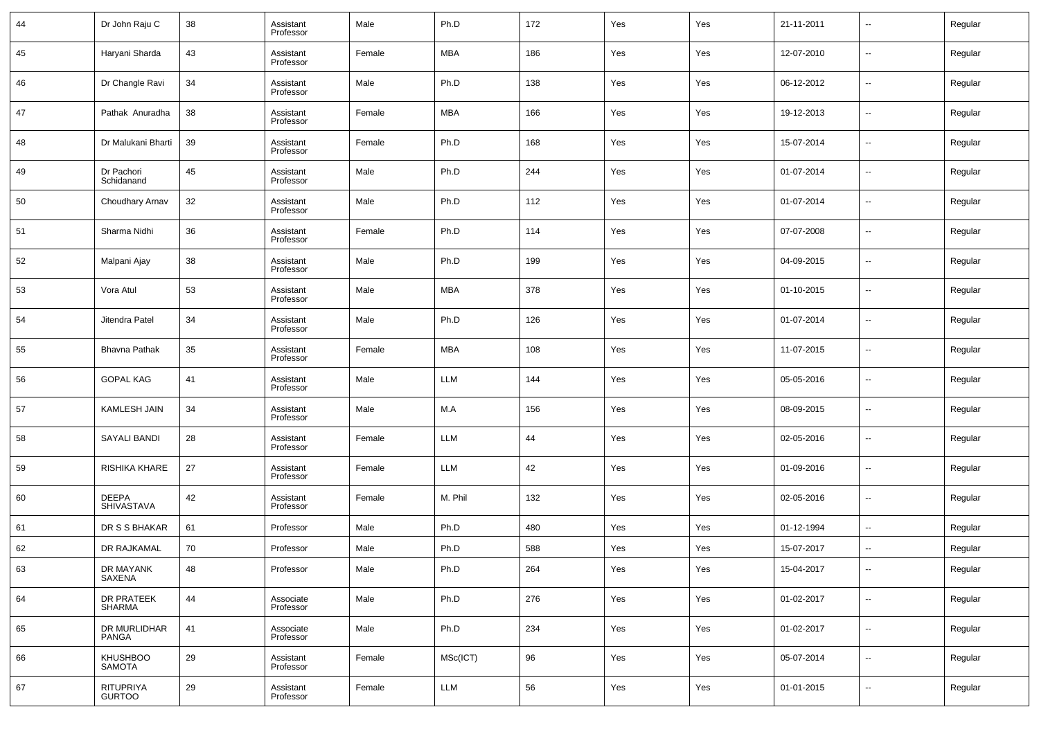| 44 | Dr John Raju C | 38 | Assistant Professor | Male | Ph.D | 172 | Yes | Yes | 21-11-2011 | -- | Regular |
|---|---|---|---|---|---|---|---|---|---|---|---|
| 45 | Haryani Sharda | 43 | Assistant Professor | Female | MBA | 186 | Yes | Yes | 12-07-2010 | -- | Regular |
| 46 | Dr Changle Ravi | 34 | Assistant Professor | Male | Ph.D | 138 | Yes | Yes | 06-12-2012 | -- | Regular |
| 47 | Pathak Anuradha | 38 | Assistant Professor | Female | MBA | 166 | Yes | Yes | 19-12-2013 | -- | Regular |
| 48 | Dr Malukani Bharti | 39 | Assistant Professor | Female | Ph.D | 168 | Yes | Yes | 15-07-2014 | -- | Regular |
| 49 | Dr Pachori Schidanand | 45 | Assistant Professor | Male | Ph.D | 244 | Yes | Yes | 01-07-2014 | -- | Regular |
| 50 | Choudhary Arnav | 32 | Assistant Professor | Male | Ph.D | 112 | Yes | Yes | 01-07-2014 | -- | Regular |
| 51 | Sharma Nidhi | 36 | Assistant Professor | Female | Ph.D | 114 | Yes | Yes | 07-07-2008 | -- | Regular |
| 52 | Malpani Ajay | 38 | Assistant Professor | Male | Ph.D | 199 | Yes | Yes | 04-09-2015 | -- | Regular |
| 53 | Vora Atul | 53 | Assistant Professor | Male | MBA | 378 | Yes | Yes | 01-10-2015 | -- | Regular |
| 54 | Jitendra Patel | 34 | Assistant Professor | Male | Ph.D | 126 | Yes | Yes | 01-07-2014 | -- | Regular |
| 55 | Bhavna Pathak | 35 | Assistant Professor | Female | MBA | 108 | Yes | Yes | 11-07-2015 | -- | Regular |
| 56 | GOPAL KAG | 41 | Assistant Professor | Male | LLM | 144 | Yes | Yes | 05-05-2016 | -- | Regular |
| 57 | KAMLESH JAIN | 34 | Assistant Professor | Male | M.A | 156 | Yes | Yes | 08-09-2015 | -- | Regular |
| 58 | SAYALI BANDI | 28 | Assistant Professor | Female | LLM | 44 | Yes | Yes | 02-05-2016 | -- | Regular |
| 59 | RISHIKA KHARE | 27 | Assistant Professor | Female | LLM | 42 | Yes | Yes | 01-09-2016 | -- | Regular |
| 60 | DEEPA SHIVASTAVA | 42 | Assistant Professor | Female | M. Phil | 132 | Yes | Yes | 02-05-2016 | -- | Regular |
| 61 | DR S S BHAKAR | 61 | Professor | Male | Ph.D | 480 | Yes | Yes | 01-12-1994 | -- | Regular |
| 62 | DR RAJKAMAL | 70 | Professor | Male | Ph.D | 588 | Yes | Yes | 15-07-2017 | -- | Regular |
| 63 | DR MAYANK SAXENA | 48 | Professor | Male | Ph.D | 264 | Yes | Yes | 15-04-2017 | -- | Regular |
| 64 | DR PRATEEK SHARMA | 44 | Associate Professor | Male | Ph.D | 276 | Yes | Yes | 01-02-2017 | -- | Regular |
| 65 | DR MURLIDHAR PANGA | 41 | Associate Professor | Male | Ph.D | 234 | Yes | Yes | 01-02-2017 | -- | Regular |
| 66 | KHUSHBOO SAMOTA | 29 | Assistant Professor | Female | MSc(ICT) | 96 | Yes | Yes | 05-07-2014 | -- | Regular |
| 67 | RITUPRIYA GURTOO | 29 | Assistant Professor | Female | LLM | 56 | Yes | Yes | 01-01-2015 | -- | Regular |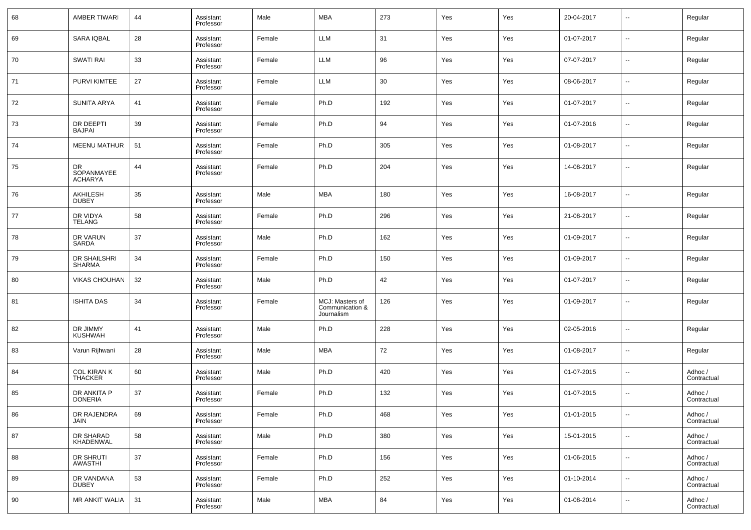| 68 | AMBER TIWARI | 44 | Assistant Professor | Male | MBA | 273 | Yes | Yes | 20-04-2017 | -- | Regular |
|---|---|---|---|---|---|---|---|---|---|---|---|
| 69 | SARA IQBAL | 28 | Assistant Professor | Female | LLM | 31 | Yes | Yes | 01-07-2017 | -- | Regular |
| 70 | SWATI RAI | 33 | Assistant Professor | Female | LLM | 96 | Yes | Yes | 07-07-2017 | -- | Regular |
| 71 | PURVI KIMTEE | 27 | Assistant Professor | Female | LLM | 30 | Yes | Yes | 08-06-2017 | -- | Regular |
| 72 | SUNITA ARYA | 41 | Assistant Professor | Female | Ph.D | 192 | Yes | Yes | 01-07-2017 | -- | Regular |
| 73 | DR DEEPTI BAJPAI | 39 | Assistant Professor | Female | Ph.D | 94 | Yes | Yes | 01-07-2016 | -- | Regular |
| 74 | MEENU MATHUR | 51 | Assistant Professor | Female | Ph.D | 305 | Yes | Yes | 01-08-2017 | -- | Regular |
| 75 | DR SOPANMAYEE ACHARYA | 44 | Assistant Professor | Female | Ph.D | 204 | Yes | Yes | 14-08-2017 | -- | Regular |
| 76 | AKHILESH DUBEY | 35 | Assistant Professor | Male | MBA | 180 | Yes | Yes | 16-08-2017 | -- | Regular |
| 77 | DR VIDYA TELANG | 58 | Assistant Professor | Female | Ph.D | 296 | Yes | Yes | 21-08-2017 | -- | Regular |
| 78 | DR VARUN SARDA | 37 | Assistant Professor | Male | Ph.D | 162 | Yes | Yes | 01-09-2017 | -- | Regular |
| 79 | DR SHAILSHRI SHARMA | 34 | Assistant Professor | Female | Ph.D | 150 | Yes | Yes | 01-09-2017 | -- | Regular |
| 80 | VIKAS CHOUHAN | 32 | Assistant Professor | Male | Ph.D | 42 | Yes | Yes | 01-07-2017 | -- | Regular |
| 81 | ISHITA DAS | 34 | Assistant Professor | Female | MCJ: Masters of Communication & Journalism | 126 | Yes | Yes | 01-09-2017 | -- | Regular |
| 82 | DR JIMMY KUSHWAH | 41 | Assistant Professor | Male | Ph.D | 228 | Yes | Yes | 02-05-2016 | -- | Regular |
| 83 | Varun Rijhwani | 28 | Assistant Professor | Male | MBA | 72 | Yes | Yes | 01-08-2017 | -- | Regular |
| 84 | COL KIRAN K THACKER | 60 | Assistant Professor | Male | Ph.D | 420 | Yes | Yes | 01-07-2015 | -- | Adhoc / Contractual |
| 85 | DR ANKITA P DONERIA | 37 | Assistant Professor | Female | Ph.D | 132 | Yes | Yes | 01-07-2015 | -- | Adhoc / Contractual |
| 86 | DR RAJENDRA JAIN | 69 | Assistant Professor | Female | Ph.D | 468 | Yes | Yes | 01-01-2015 | -- | Adhoc / Contractual |
| 87 | DR SHARAD KHADENWAL | 58 | Assistant Professor | Male | Ph.D | 380 | Yes | Yes | 15-01-2015 | -- | Adhoc / Contractual |
| 88 | DR SHRUTI AWASTHI | 37 | Assistant Professor | Female | Ph.D | 156 | Yes | Yes | 01-06-2015 | -- | Adhoc / Contractual |
| 89 | DR VANDANA DUBEY | 53 | Assistant Professor | Female | Ph.D | 252 | Yes | Yes | 01-10-2014 | -- | Adhoc / Contractual |
| 90 | MR ANKIT WALIA | 31 | Assistant Professor | Male | MBA | 84 | Yes | Yes | 01-08-2014 | -- | Adhoc / Contractual |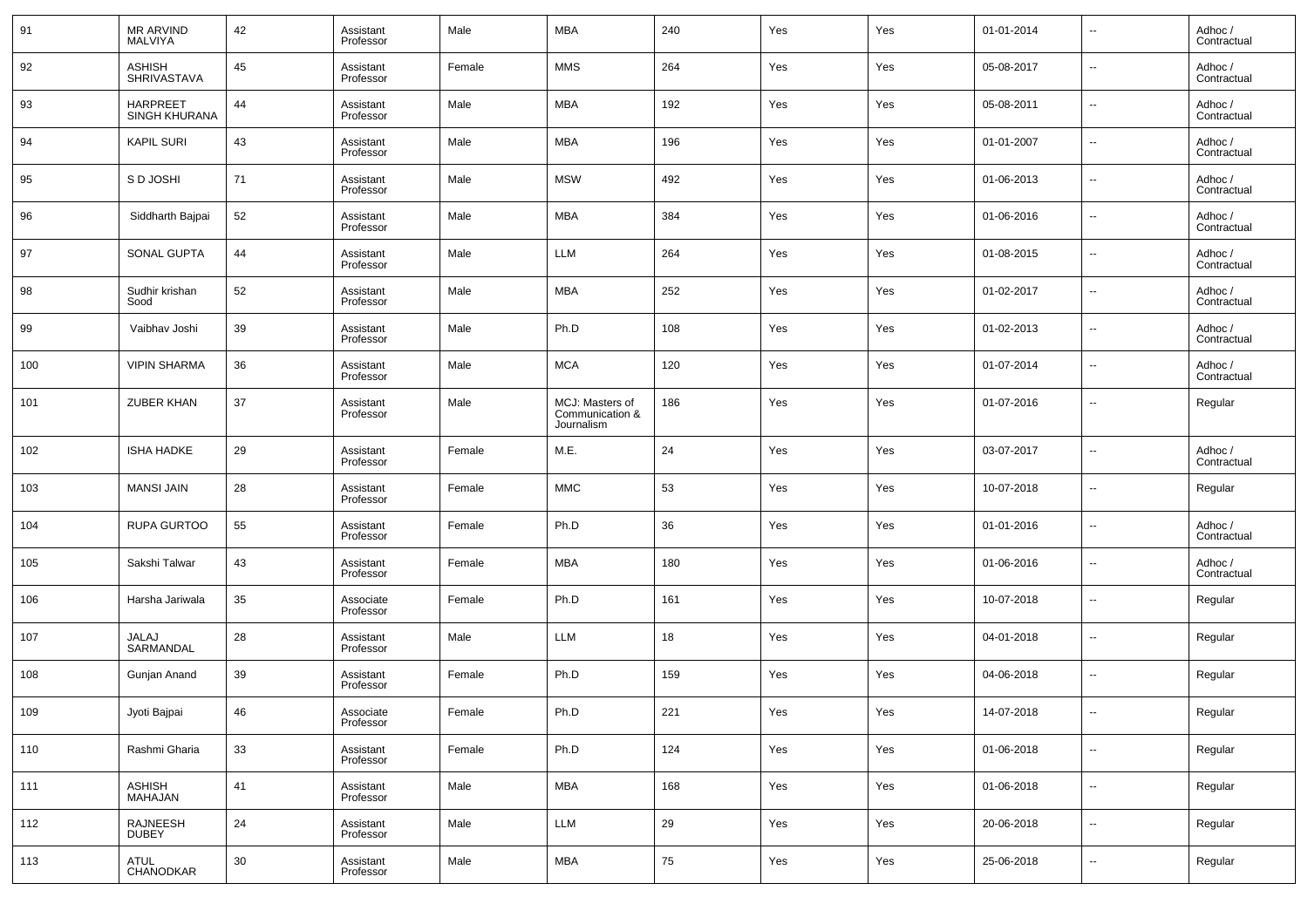| 91 | MR ARVIND MALVIYA | 42 | Assistant Professor | Male | MBA | 240 | Yes | Yes | 01-01-2014 | -- | Adhoc / Contractual |
|---|---|---|---|---|---|---|---|---|---|---|---|
| 92 | ASHISH SHRIVASTAVA | 45 | Assistant Professor | Female | MMS | 264 | Yes | Yes | 05-08-2017 | -- | Adhoc / Contractual |
| 93 | HARPREET SINGH KHURANA | 44 | Assistant Professor | Male | MBA | 192 | Yes | Yes | 05-08-2011 | -- | Adhoc / Contractual |
| 94 | KAPIL SURI | 43 | Assistant Professor | Male | MBA | 196 | Yes | Yes | 01-01-2007 | -- | Adhoc / Contractual |
| 95 | S D JOSHI | 71 | Assistant Professor | Male | MSW | 492 | Yes | Yes | 01-06-2013 | -- | Adhoc / Contractual |
| 96 | Siddharth Bajpai | 52 | Assistant Professor | Male | MBA | 384 | Yes | Yes | 01-06-2016 | -- | Adhoc / Contractual |
| 97 | SONAL GUPTA | 44 | Assistant Professor | Male | LLM | 264 | Yes | Yes | 01-08-2015 | -- | Adhoc / Contractual |
| 98 | Sudhir krishan Sood | 52 | Assistant Professor | Male | MBA | 252 | Yes | Yes | 01-02-2017 | -- | Adhoc / Contractual |
| 99 | Vaibhav Joshi | 39 | Assistant Professor | Male | Ph.D | 108 | Yes | Yes | 01-02-2013 | -- | Adhoc / Contractual |
| 100 | VIPIN SHARMA | 36 | Assistant Professor | Male | MCA | 120 | Yes | Yes | 01-07-2014 | -- | Adhoc / Contractual |
| 101 | ZUBER KHAN | 37 | Assistant Professor | Male | MCJ: Masters of Communication & Journalism | 186 | Yes | Yes | 01-07-2016 | -- | Regular |
| 102 | ISHA HADKE | 29 | Assistant Professor | Female | M.E. | 24 | Yes | Yes | 03-07-2017 | -- | Adhoc / Contractual |
| 103 | MANSI JAIN | 28 | Assistant Professor | Female | MMC | 53 | Yes | Yes | 10-07-2018 | -- | Regular |
| 104 | RUPA GURTOO | 55 | Assistant Professor | Female | Ph.D | 36 | Yes | Yes | 01-01-2016 | -- | Adhoc / Contractual |
| 105 | Sakshi Talwar | 43 | Assistant Professor | Female | MBA | 180 | Yes | Yes | 01-06-2016 | -- | Adhoc / Contractual |
| 106 | Harsha Jariwala | 35 | Associate Professor | Female | Ph.D | 161 | Yes | Yes | 10-07-2018 | -- | Regular |
| 107 | JALAJ SARMANDAL | 28 | Assistant Professor | Male | LLM | 18 | Yes | Yes | 04-01-2018 | -- | Regular |
| 108 | Gunjan Anand | 39 | Assistant Professor | Female | Ph.D | 159 | Yes | Yes | 04-06-2018 | -- | Regular |
| 109 | Jyoti Bajpai | 46 | Associate Professor | Female | Ph.D | 221 | Yes | Yes | 14-07-2018 | -- | Regular |
| 110 | Rashmi Gharia | 33 | Assistant Professor | Female | Ph.D | 124 | Yes | Yes | 01-06-2018 | -- | Regular |
| 111 | ASHISH MAHAJAN | 41 | Assistant Professor | Male | MBA | 168 | Yes | Yes | 01-06-2018 | -- | Regular |
| 112 | RAJNEESH DUBEY | 24 | Assistant Professor | Male | LLM | 29 | Yes | Yes | 20-06-2018 | -- | Regular |
| 113 | ATUL CHANODKAR | 30 | Assistant Professor | Male | MBA | 75 | Yes | Yes | 25-06-2018 | -- | Regular |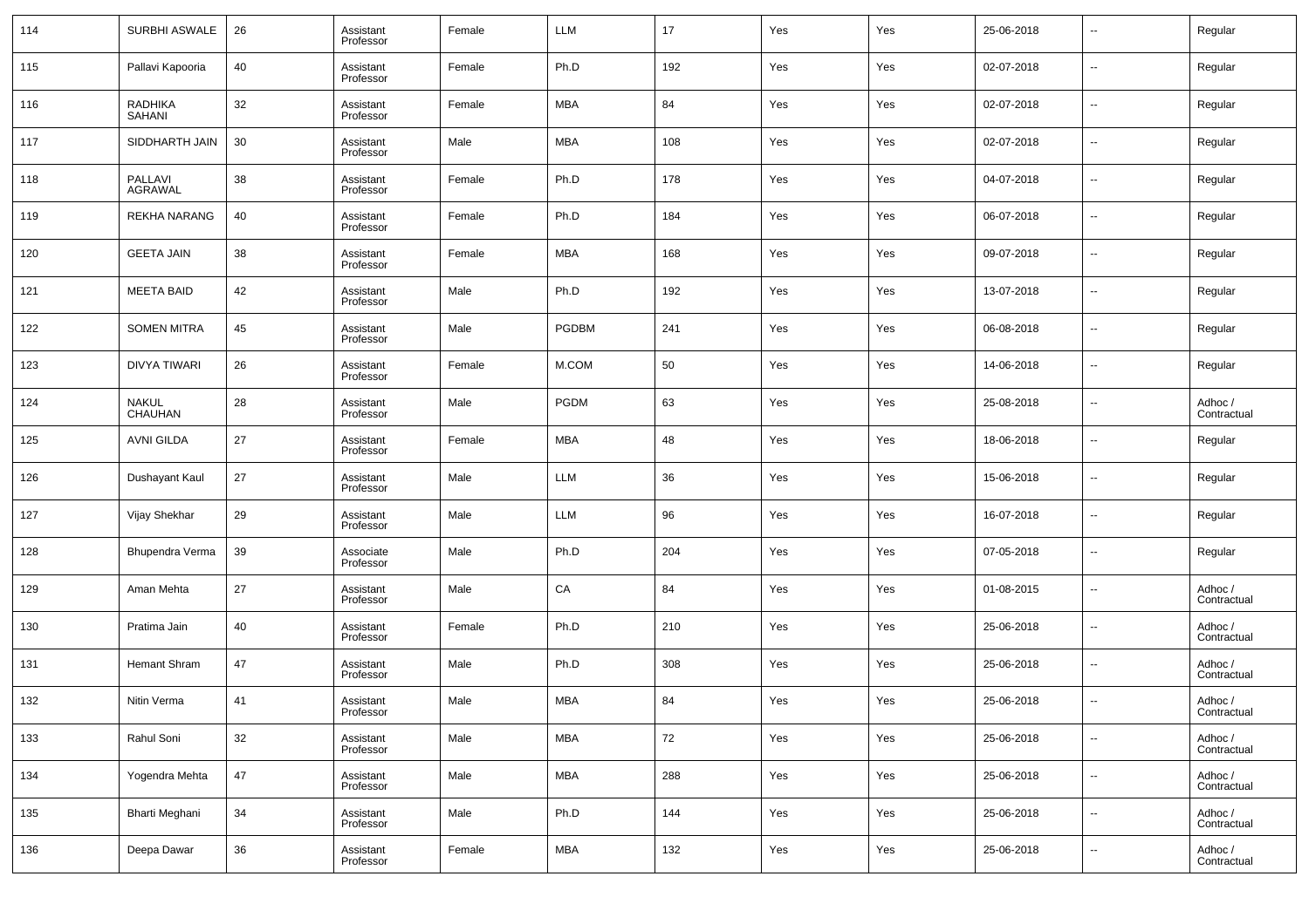| 114 | SURBHI ASWALE | 26 | Assistant Professor | Female | LLM | 17 | Yes | Yes | 25-06-2018 | -- | Regular |
|---|---|---|---|---|---|---|---|---|---|---|---|
| 115 | Pallavi Kapooria | 40 | Assistant Professor | Female | Ph.D | 192 | Yes | Yes | 02-07-2018 | -- | Regular |
| 116 | RADHIKA SAHANI | 32 | Assistant Professor | Female | MBA | 84 | Yes | Yes | 02-07-2018 | -- | Regular |
| 117 | SIDDHARTH JAIN | 30 | Assistant Professor | Male | MBA | 108 | Yes | Yes | 02-07-2018 | -- | Regular |
| 118 | PALLAVI AGRAWAL | 38 | Assistant Professor | Female | Ph.D | 178 | Yes | Yes | 04-07-2018 | -- | Regular |
| 119 | REKHA NARANG | 40 | Assistant Professor | Female | Ph.D | 184 | Yes | Yes | 06-07-2018 | -- | Regular |
| 120 | GEETA JAIN | 38 | Assistant Professor | Female | MBA | 168 | Yes | Yes | 09-07-2018 | -- | Regular |
| 121 | MEETA BAID | 42 | Assistant Professor | Male | Ph.D | 192 | Yes | Yes | 13-07-2018 | -- | Regular |
| 122 | SOMEN MITRA | 45 | Assistant Professor | Male | PGDBM | 241 | Yes | Yes | 06-08-2018 | -- | Regular |
| 123 | DIVYA TIWARI | 26 | Assistant Professor | Female | M.COM | 50 | Yes | Yes | 14-06-2018 | -- | Regular |
| 124 | NAKUL CHAUHAN | 28 | Assistant Professor | Male | PGDM | 63 | Yes | Yes | 25-08-2018 | -- | Adhoc / Contractual |
| 125 | AVNI GILDA | 27 | Assistant Professor | Female | MBA | 48 | Yes | Yes | 18-06-2018 | -- | Regular |
| 126 | Dushayant Kaul | 27 | Assistant Professor | Male | LLM | 36 | Yes | Yes | 15-06-2018 | -- | Regular |
| 127 | Vijay Shekhar | 29 | Assistant Professor | Male | LLM | 96 | Yes | Yes | 16-07-2018 | -- | Regular |
| 128 | Bhupendra Verma | 39 | Associate Professor | Male | Ph.D | 204 | Yes | Yes | 07-05-2018 | -- | Regular |
| 129 | Aman Mehta | 27 | Assistant Professor | Male | CA | 84 | Yes | Yes | 01-08-2015 | -- | Adhoc / Contractual |
| 130 | Pratima Jain | 40 | Assistant Professor | Female | Ph.D | 210 | Yes | Yes | 25-06-2018 | -- | Adhoc / Contractual |
| 131 | Hemant Shram | 47 | Assistant Professor | Male | Ph.D | 308 | Yes | Yes | 25-06-2018 | -- | Adhoc / Contractual |
| 132 | Nitin Verma | 41 | Assistant Professor | Male | MBA | 84 | Yes | Yes | 25-06-2018 | -- | Adhoc / Contractual |
| 133 | Rahul Soni | 32 | Assistant Professor | Male | MBA | 72 | Yes | Yes | 25-06-2018 | -- | Adhoc / Contractual |
| 134 | Yogendra Mehta | 47 | Assistant Professor | Male | MBA | 288 | Yes | Yes | 25-06-2018 | -- | Adhoc / Contractual |
| 135 | Bharti Meghani | 34 | Assistant Professor | Male | Ph.D | 144 | Yes | Yes | 25-06-2018 | -- | Adhoc / Contractual |
| 136 | Deepa Dawar | 36 | Assistant Professor | Female | MBA | 132 | Yes | Yes | 25-06-2018 | -- | Adhoc / Contractual |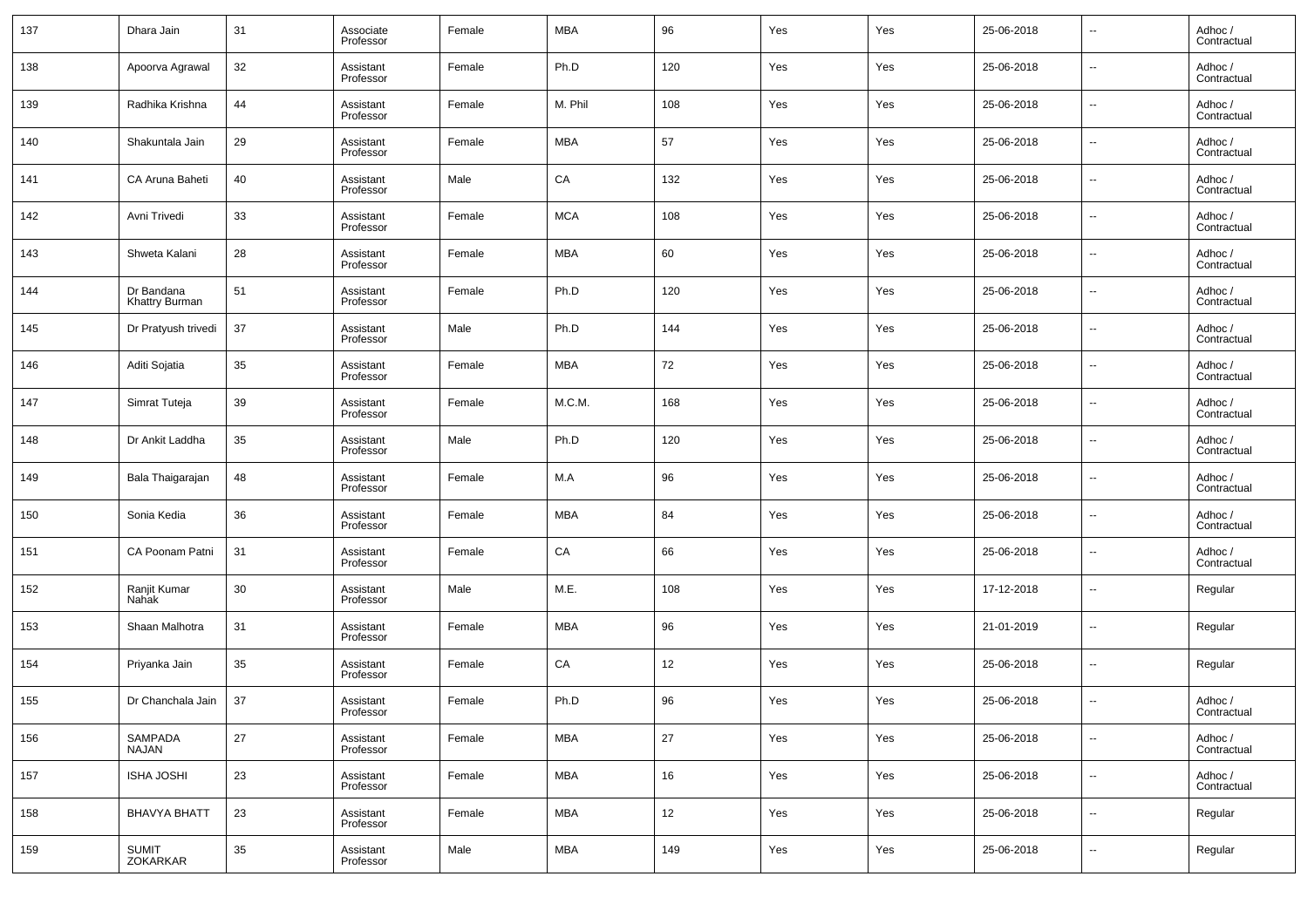| 137 | Dhara Jain | 31 | Associate Professor | Female | MBA | 96 | Yes | Yes | 25-06-2018 | -- | Adhoc / Contractual |
|---|---|---|---|---|---|---|---|---|---|---|---|
| 138 | Apoorva Agrawal | 32 | Assistant Professor | Female | Ph.D | 120 | Yes | Yes | 25-06-2018 | -- | Adhoc / Contractual |
| 139 | Radhika Krishna | 44 | Assistant Professor | Female | M. Phil | 108 | Yes | Yes | 25-06-2018 | -- | Adhoc / Contractual |
| 140 | Shakuntala Jain | 29 | Assistant Professor | Female | MBA | 57 | Yes | Yes | 25-06-2018 | -- | Adhoc / Contractual |
| 141 | CA Aruna Baheti | 40 | Assistant Professor | Male | CA | 132 | Yes | Yes | 25-06-2018 | -- | Adhoc / Contractual |
| 142 | Avni Trivedi | 33 | Assistant Professor | Female | MCA | 108 | Yes | Yes | 25-06-2018 | -- | Adhoc / Contractual |
| 143 | Shweta Kalani | 28 | Assistant Professor | Female | MBA | 60 | Yes | Yes | 25-06-2018 | -- | Adhoc / Contractual |
| 144 | Dr Bandana Khattry Burman | 51 | Assistant Professor | Female | Ph.D | 120 | Yes | Yes | 25-06-2018 | -- | Adhoc / Contractual |
| 145 | Dr Pratyush trivedi | 37 | Assistant Professor | Male | Ph.D | 144 | Yes | Yes | 25-06-2018 | -- | Adhoc / Contractual |
| 146 | Aditi Sojatia | 35 | Assistant Professor | Female | MBA | 72 | Yes | Yes | 25-06-2018 | -- | Adhoc / Contractual |
| 147 | Simrat Tuteja | 39 | Assistant Professor | Female | M.C.M. | 168 | Yes | Yes | 25-06-2018 | -- | Adhoc / Contractual |
| 148 | Dr Ankit Laddha | 35 | Assistant Professor | Male | Ph.D | 120 | Yes | Yes | 25-06-2018 | -- | Adhoc / Contractual |
| 149 | Bala Thaigarajan | 48 | Assistant Professor | Female | M.A | 96 | Yes | Yes | 25-06-2018 | -- | Adhoc / Contractual |
| 150 | Sonia Kedia | 36 | Assistant Professor | Female | MBA | 84 | Yes | Yes | 25-06-2018 | -- | Adhoc / Contractual |
| 151 | CA Poonam Patni | 31 | Assistant Professor | Female | CA | 66 | Yes | Yes | 25-06-2018 | -- | Adhoc / Contractual |
| 152 | Ranjit Kumar Nahak | 30 | Assistant Professor | Male | M.E. | 108 | Yes | Yes | 17-12-2018 | -- | Regular |
| 153 | Shaan Malhotra | 31 | Assistant Professor | Female | MBA | 96 | Yes | Yes | 21-01-2019 | -- | Regular |
| 154 | Priyanka Jain | 35 | Assistant Professor | Female | CA | 12 | Yes | Yes | 25-06-2018 | -- | Regular |
| 155 | Dr Chanchala Jain | 37 | Assistant Professor | Female | Ph.D | 96 | Yes | Yes | 25-06-2018 | -- | Adhoc / Contractual |
| 156 | SAMPADA NAJAN | 27 | Assistant Professor | Female | MBA | 27 | Yes | Yes | 25-06-2018 | -- | Adhoc / Contractual |
| 157 | ISHA JOSHI | 23 | Assistant Professor | Female | MBA | 16 | Yes | Yes | 25-06-2018 | -- | Adhoc / Contractual |
| 158 | BHAVYA BHATT | 23 | Assistant Professor | Female | MBA | 12 | Yes | Yes | 25-06-2018 | -- | Regular |
| 159 | SUMIT ZOKARKAR | 35 | Assistant Professor | Male | MBA | 149 | Yes | Yes | 25-06-2018 | -- | Regular |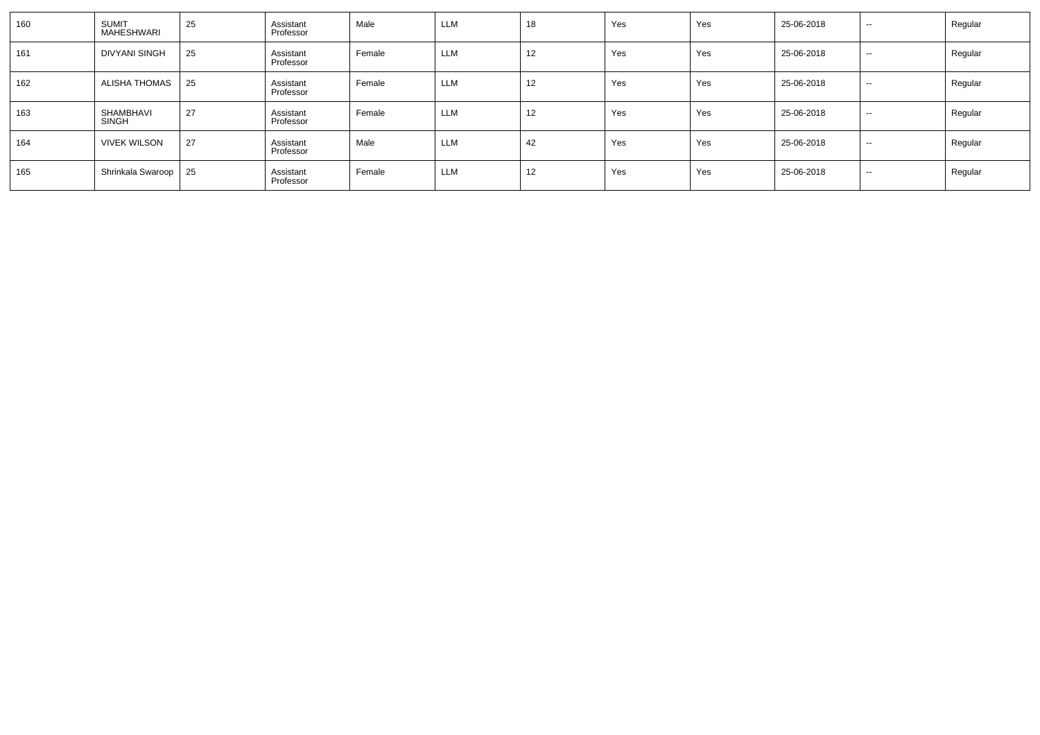| | | | | | | | | | | | |
|---|---|---|---|---|---|---|---|---|---|---|---|
| 160 | SUMIT MAHESHWARI | 25 | Assistant Professor | Male | LLM | 18 | Yes | Yes | 25-06-2018 | -- | Regular |
| 161 | DIVYANI SINGH | 25 | Assistant Professor | Female | LLM | 12 | Yes | Yes | 25-06-2018 | -- | Regular |
| 162 | ALISHA THOMAS | 25 | Assistant Professor | Female | LLM | 12 | Yes | Yes | 25-06-2018 | -- | Regular |
| 163 | SHAMBHAVI SINGH | 27 | Assistant Professor | Female | LLM | 12 | Yes | Yes | 25-06-2018 | -- | Regular |
| 164 | VIVEK WILSON | 27 | Assistant Professor | Male | LLM | 42 | Yes | Yes | 25-06-2018 | -- | Regular |
| 165 | Shrinkala Swaroop | 25 | Assistant Professor | Female | LLM | 12 | Yes | Yes | 25-06-2018 | -- | Regular |